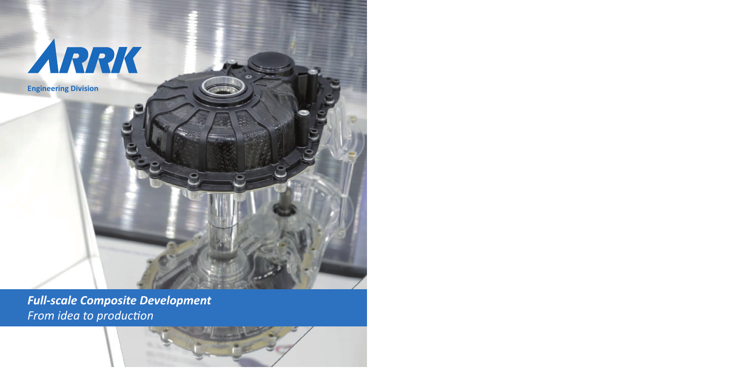ARRK

Engineering Division

***Full-scale Composite Development***

*From idea to production*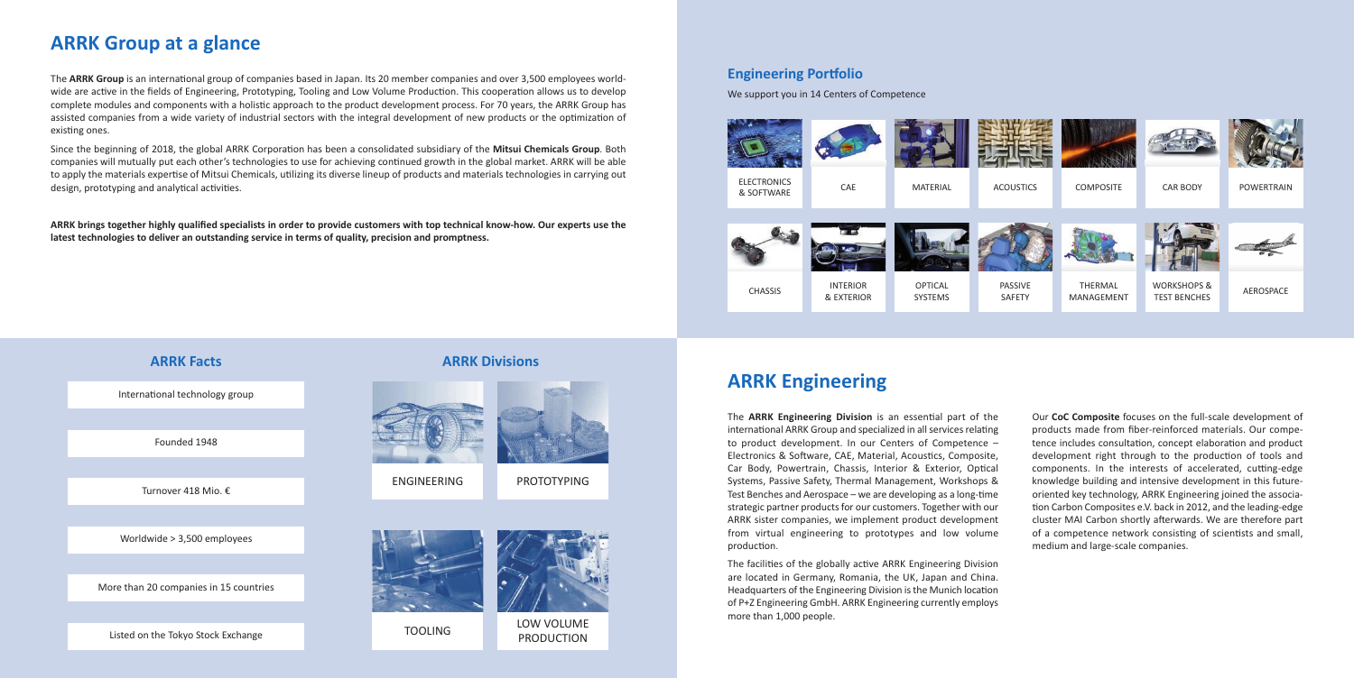# ARRK Group at a glance

The **ARRK Group** is an international group of companies based in Japan. Its 20 member companies and over 3,500 employees worldwide are active in the fields of Engineering, Prototyping, Tooling and Low Volume Production. This cooperation allows us to develop complete modules and components with a holistic approach to the product development process. For 70 years, the ARRK Group has assisted companies from a wide variety of industrial sectors with the integral development of new products or the optimization of existing ones.

Since the beginning of 2018, the global ARRK Corporation has been a consolidated subsidiary of the **Mitsui Chemicals Group**. Both companies will mutually put each other's technologies to use for achieving continued growth in the global market. ARRK will be able to apply the materials expertise of Mitsui Chemicals, utilizing its diverse lineup of products and materials technologies in carrying out design, prototyping and analytical activities.

**ARRK brings together highly qualified specialists in order to provide customers with top technical know-how. Our experts use the latest technologies to deliver an outstanding service in terms of quality, precision and promptness.**

## ARRK Facts

- International technology group
- Founded 1948
- Turnover 418 Mio. €
- Worldwide > 3,500 employees
- More than 20 companies in 15 countries
- Listed on the Tokyo Stock Exchange

## ARRK Divisions

- ENGINEERING
- PROTOTYPING
- TOOLING
- LOW VOLUME PRODUCTION

## Engineering Portfolio

We support you in 14 Centers of Competence

| ELECTRONICS & SOFTWARE | CAE | MATERIAL | ACOUSTICS | COMPOSITE | CAR BODY | POWERTRAIN |
|---|---|---|---|---|---|---|
| CHASSIS | INTERIOR & EXTERIOR | OPTICAL SYSTEMS | PASSIVE SAFETY | THERMAL MANAGEMENT | WORKSHOPS & TEST BENCHES | AEROSPACE |

# ARRK Engineering

The **ARRK Engineering Division** is an essential part of the international ARRK Group and specialized in all services relating to product development. In our Centers of Competence – Electronics & Software, CAE, Material, Acoustics, Composite, Car Body, Powertrain, Chassis, Interior & Exterior, Optical Systems, Passive Safety, Thermal Management, Workshops & Test Benches and Aerospace – we are developing as a long-time strategic partner products for our customers. Together with our ARRK sister companies, we implement product development from virtual engineering to prototypes and low volume production.

The facilities of the globally active ARRK Engineering Division are located in Germany, Romania, the UK, Japan and China. Headquarters of the Engineering Division is the Munich location of P+Z Engineering GmbH. ARRK Engineering currently employs more than 1,000 people.

Our **CoC Composite** focuses on the full-scale development of products made from fiber-reinforced materials. Our competence includes consultation, concept elaboration and product development right through to the production of tools and components. In the interests of accelerated, cutting-edge knowledge building and intensive development in this future-oriented key technology, ARRK Engineering joined the association Carbon Composites e.V. back in 2012, and the leading-edge cluster MAI Carbon shortly afterwards. We are therefore part of a competence network consisting of scientists and small, medium and large-scale companies.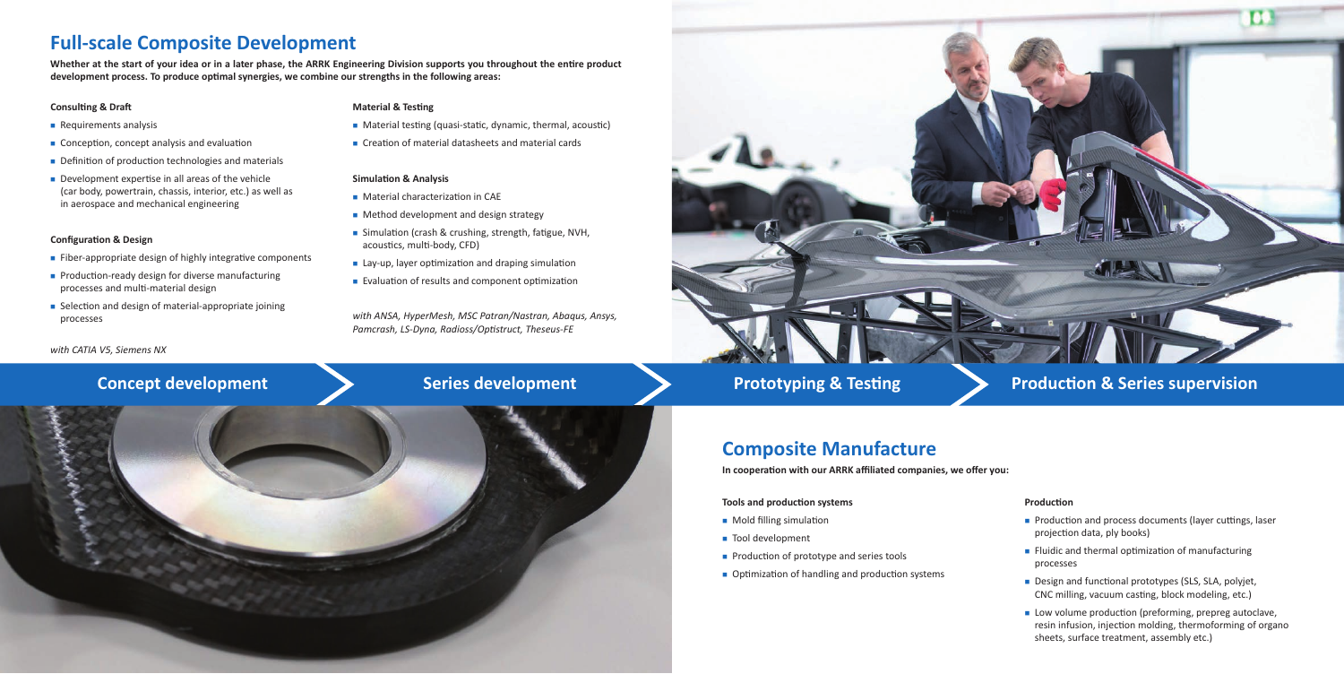# Full-scale Composite Development

**Whether at the start of your idea or in a later phase, the ARRK Engineering Division supports you throughout the entire product development process. To produce optimal synergies, we combine our strengths in the following areas:**

### Consulting & Draft

- Requirements analysis
- Conception, concept analysis and evaluation
- Definition of production technologies and materials
- Development expertise in all areas of the vehicle (car body, powertrain, chassis, interior, etc.) as well as in aerospace and mechanical engineering

### Configuration & Design

- Fiber-appropriate design of highly integrative components
- Production-ready design for diverse manufacturing processes and multi-material design
- Selection and design of material-appropriate joining processes

*with CATIA V5, Siemens NX*

### Material & Testing

- Material testing (quasi-static, dynamic, thermal, acoustic)
- Creation of material datasheets and material cards

### Simulation & Analysis

- Material characterization in CAE
- Method development and design strategy
- Simulation (crash & crushing, strength, fatigue, NVH, acoustics, multi-body, CFD)
- Lay-up, layer optimization and draping simulation
- Evaluation of results and component optimization

*with ANSA, HyperMesh, MSC Patran/Nastran, Abaqus, Ansys, Pamcrash, LS-Dyna, Radioss/Optistruct, Theseus-FE*

**Concept development** › **Series development** › **Prototyping & Testing** › **Production & Series supervision**

# Composite Manufacture

**In cooperation with our ARRK affiliated companies, we offer you:**

### Tools and production systems

- Mold filling simulation
- Tool development
- Production of prototype and series tools
- Optimization of handling and production systems

### Production

- Production and process documents (layer cuttings, laser projection data, ply books)
- Fluidic and thermal optimization of manufacturing processes
- Design and functional prototypes (SLS, SLA, polyjet, CNC milling, vacuum casting, block modeling, etc.)
- Low volume production (preforming, prepreg autoclave, resin infusion, injection molding, thermoforming of organo sheets, surface treatment, assembly etc.)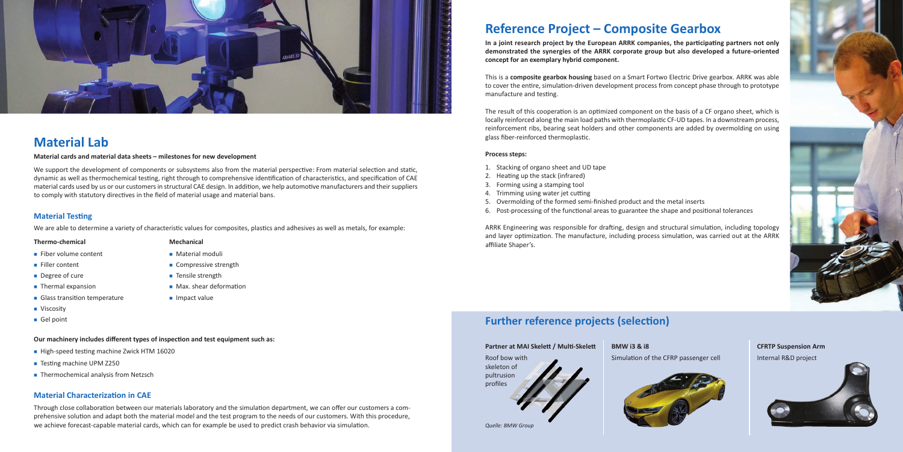# Material Lab

**Material cards and material data sheets – milestones for new development**

We support the development of components or subsystems also from the material perspective: From material selection and static, dynamic as well as thermochemical testing, right through to comprehensive identification of characteristics, and specification of CAE material cards used by us or our customers in structural CAE design. In addition, we help automotive manufacturers and their suppliers to comply with statutory directives in the field of material usage and material bans.

## Material Testing

We are able to determine a variety of characteristic values for composites, plastics and adhesives as well as metals, for example:

**Thermo-chemical**

- Fiber volume content
- Filler content
- Degree of cure
- Thermal expansion
- Glass transition temperature
- Viscosity
- Gel point

**Mechanical**

- Material moduli
- Compressive strength
- Tensile strength
- Max. shear deformation
- Impact value

**Our machinery includes different types of inspection and test equipment such as:**

- High-speed testing machine Zwick HTM 16020
- Testing machine UPM Z250
- Thermochemical analysis from Netzsch

## Material Characterization in CAE

Through close collaboration between our materials laboratory and the simulation department, we can offer our customers a comprehensive solution and adapt both the material model and the test program to the needs of our customers. With this procedure, we achieve forecast-capable material cards, which can for example be used to predict crash behavior via simulation.

# Reference Project – Composite Gearbox

**In a joint research project by the European ARRK companies, the participating partners not only demonstrated the synergies of the ARRK corporate group but also developed a future-oriented concept for an exemplary hybrid component.**

This is a **composite gearbox housing** based on a Smart Fortwo Electric Drive gearbox. ARRK was able to cover the entire, simulation-driven development process from concept phase through to prototype manufacture and testing.

The result of this cooperation is an optimized component on the basis of a CF organo sheet, which is locally reinforced along the main load paths with thermoplastic CF-UD tapes. In a downstream process, reinforcement ribs, bearing seat holders and other components are added by overmolding on using glass fiber-reinforced thermoplastic.

**Process steps:**

1. Stacking of organo sheet and UD tape
2. Heating up the stack (infrared)
3. Forming using a stamping tool
4. Trimming using water jet cutting
5. Overmolding of the formed semi-finished product and the metal inserts
6. Post-processing of the functional areas to guarantee the shape and positional tolerances

ARRK Engineering was responsible for drafting, design and structural simulation, including topology and layer optimization. The manufacture, including process simulation, was carried out at the ARRK affiliate Shaper's.

## Further reference projects (selection)

**Partner at MAI Skelett / Multi-Skelett**

Roof bow with skeleton of pultrusion profiles

*Quelle: BMW Group*

**BMW i3 & i8**

Simulation of the CFRP passenger cell

**CFRTP Suspension Arm**

Internal R&D project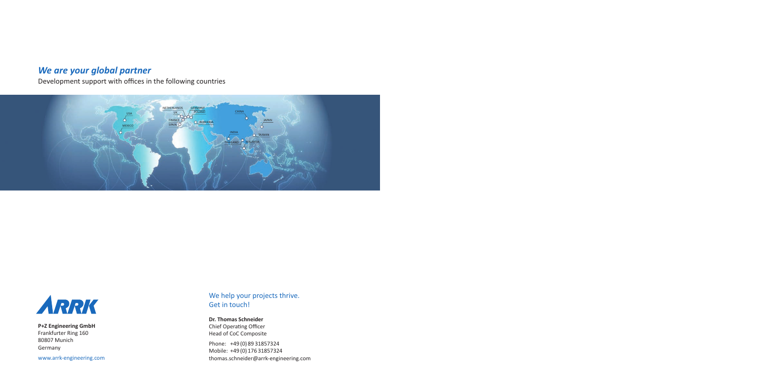## *We are your global partner*

Development support with offices in the following countries

USA
MEXICO
NETHERLANDS
UK
FRANCE
SPAIN
GERMANY
POLAND
ROMANIA
CHINA
JAPAN
INDIA
TAIWAN
THAILAND
MALAYSIA

ARRK

**P+Z Engineering GmbH**
Frankfurter Ring 160
80807 Munich
Germany

www.arrk-engineering.com

We help your projects thrive.
Get in touch!

**Dr. Thomas Schneider**
Chief Operating Officer
Head of CoC Composite

Phone: +49 (0) 89 31857324
Mobile: +49 (0) 176 31857324
thomas.schneider@arrk-engineering.com